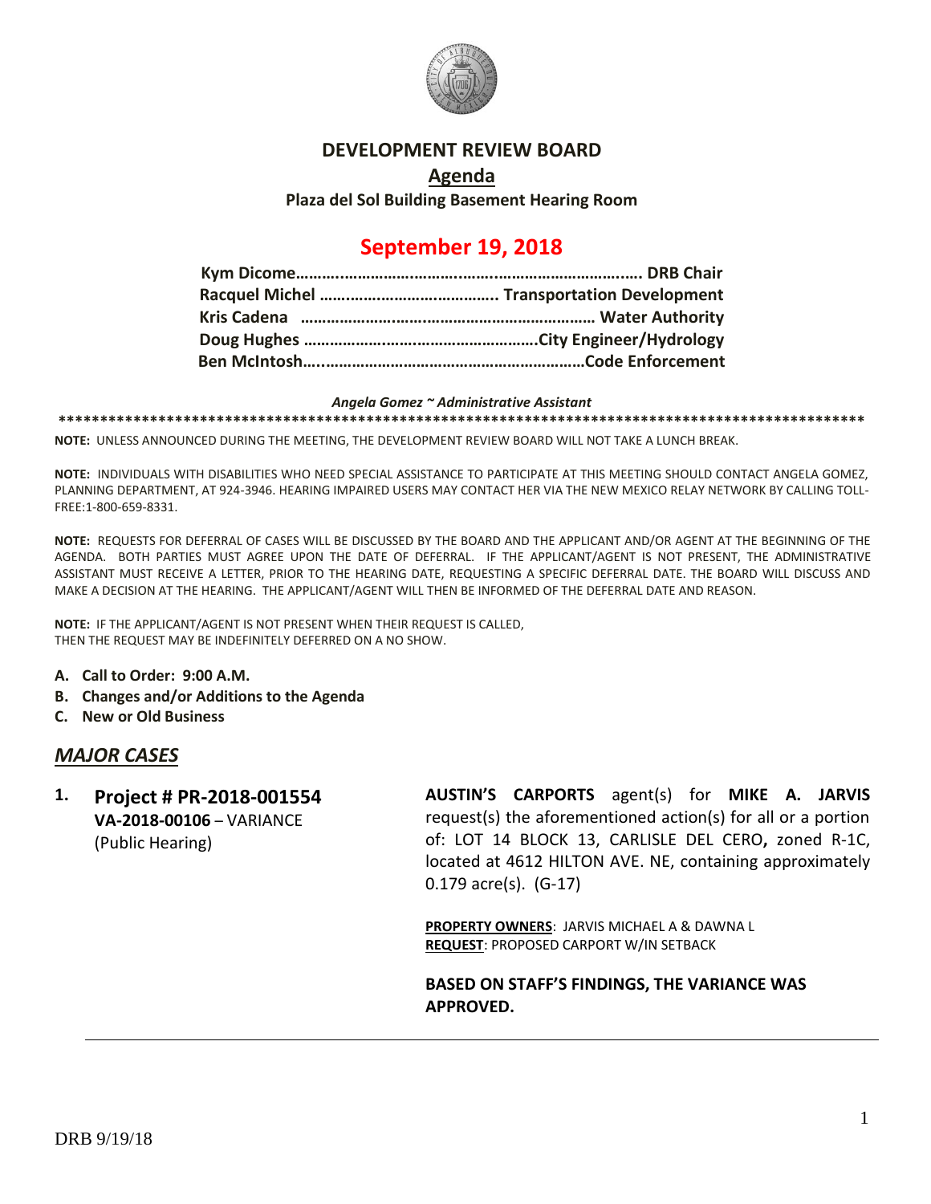# DEVELOPMENT REVIEW BOARD

## Agenda

**Plaza del Sol Building Basement Hearing Room**

## September 19, 2018

**Kym Dicome……………………………………………………….. DRB Chair**
**Racquel Michel ………………………………….. Transportation Development**
**Kris Cadena ……………………………………………………… Water Authority**
**Doug Hughes ……………………………………………….City Engineer/Hydrology**
**Ben McIntosh…………………………………………………….Code Enforcement**

***Angela Gomez ~ Administrative Assistant***

\*\*\*\*\*\*\*\*\*\*\*\*\*\*\*\*\*\*\*\*\*\*\*\*\*\*\*\*\*\*\*\*\*\*\*\*\*\*\*\*\*\*\*\*\*\*\*\*\*\*\*\*\*\*\*\*\*\*\*\*\*\*\*\*\*\*\*\*\*\*\*\*\*\*\*\*\*\*\*\*\*\*\*\*\*\*\*\*\*\*\*\*\*\*\*\*\*\*\*

**NOTE:** UNLESS ANNOUNCED DURING THE MEETING, THE DEVELOPMENT REVIEW BOARD WILL NOT TAKE A LUNCH BREAK.

**NOTE:** INDIVIDUALS WITH DISABILITIES WHO NEED SPECIAL ASSISTANCE TO PARTICIPATE AT THIS MEETING SHOULD CONTACT ANGELA GOMEZ, PLANNING DEPARTMENT, AT 924-3946. HEARING IMPAIRED USERS MAY CONTACT HER VIA THE NEW MEXICO RELAY NETWORK BY CALLING TOLL-FREE:1-800-659-8331.

**NOTE:** REQUESTS FOR DEFERRAL OF CASES WILL BE DISCUSSED BY THE BOARD AND THE APPLICANT AND/OR AGENT AT THE BEGINNING OF THE AGENDA. BOTH PARTIES MUST AGREE UPON THE DATE OF DEFERRAL. IF THE APPLICANT/AGENT IS NOT PRESENT, THE ADMINISTRATIVE ASSISTANT MUST RECEIVE A LETTER, PRIOR TO THE HEARING DATE, REQUESTING A SPECIFIC DEFERRAL DATE. THE BOARD WILL DISCUSS AND MAKE A DECISION AT THE HEARING. THE APPLICANT/AGENT WILL THEN BE INFORMED OF THE DEFERRAL DATE AND REASON.

**NOTE:** IF THE APPLICANT/AGENT IS NOT PRESENT WHEN THEIR REQUEST IS CALLED, THEN THE REQUEST MAY BE INDEFINITELY DEFERRED ON A NO SHOW.

**A. Call to Order: 9:00 A.M.**
**B. Changes and/or Additions to the Agenda**
**C. New or Old Business**

## *MAJOR CASES*

**1. Project # PR-2018-001554**
**VA-2018-00106** – VARIANCE
(Public Hearing)

**AUSTIN'S CARPORTS** agent(s) for **MIKE A. JARVIS** request(s) the aforementioned action(s) for all or a portion of: LOT 14 BLOCK 13, CARLISLE DEL CERO**,** zoned R-1C, located at 4612 HILTON AVE. NE, containing approximately 0.179 acre(s). (G-17)

**PROPERTY OWNERS**: JARVIS MICHAEL A & DAWNA L
**REQUEST**: PROPOSED CARPORT W/IN SETBACK

**BASED ON STAFF'S FINDINGS, THE VARIANCE WAS APPROVED.**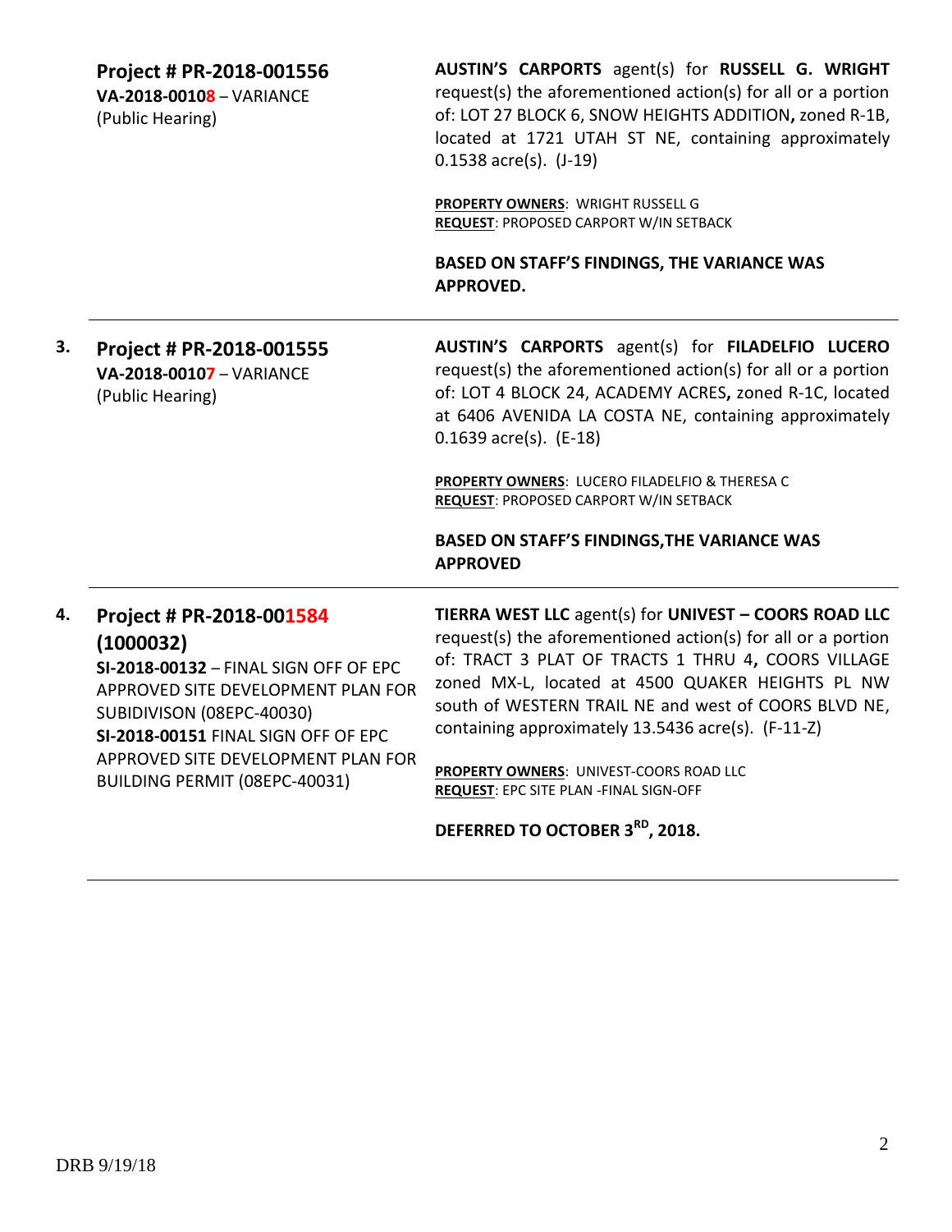| | | |
|---|---|---|
| | **Project # PR-2018-001556**<br>**VA-2018-00108** – VARIANCE<br>(Public Hearing) | **AUSTIN'S CARPORTS** agent(s) for **RUSSELL G. WRIGHT** request(s) the aforementioned action(s) for all or a portion of: LOT 27 BLOCK 6, SNOW HEIGHTS ADDITION**,** zoned R-1B, located at 1721 UTAH ST NE, containing approximately 0.1538 acre(s). (J-19)<br><br>**PROPERTY OWNERS**: WRIGHT RUSSELL G<br>**REQUEST**: PROPOSED CARPORT W/IN SETBACK<br><br>**BASED ON STAFF'S FINDINGS, THE VARIANCE WAS APPROVED.** |
| **3.** | **Project # PR-2018-001555**<br>**VA-2018-00107** – VARIANCE<br>(Public Hearing) | **AUSTIN'S CARPORTS** agent(s) for **FILADELFIO LUCERO** request(s) the aforementioned action(s) for all or a portion of: LOT 4 BLOCK 24, ACADEMY ACRES**,** zoned R-1C, located at 6406 AVENIDA LA COSTA NE, containing approximately 0.1639 acre(s). (E-18)<br><br>**PROPERTY OWNERS**: LUCERO FILADELFIO & THERESA C<br>**REQUEST**: PROPOSED CARPORT W/IN SETBACK<br><br>**BASED ON STAFF'S FINDINGS,THE VARIANCE WAS APPROVED** |
| **4.** | **Project # PR-2018-001584 (1000032)**<br>**SI-2018-00132** – FINAL SIGN OFF OF EPC APPROVED SITE DEVELOPMENT PLAN FOR SUBIDIVISON (08EPC-40030)<br>**SI-2018-00151** FINAL SIGN OFF OF EPC APPROVED SITE DEVELOPMENT PLAN FOR BUILDING PERMIT (08EPC-40031) | **TIERRA WEST LLC** agent(s) for **UNIVEST – COORS ROAD LLC** request(s) the aforementioned action(s) for all or a portion of: TRACT 3 PLAT OF TRACTS 1 THRU 4**,** COORS VILLAGE zoned MX-L, located at 4500 QUAKER HEIGHTS PL NW south of WESTERN TRAIL NE and west of COORS BLVD NE, containing approximately 13.5436 acre(s). (F-11-Z)<br><br>**PROPERTY OWNERS**: UNIVEST-COORS ROAD LLC<br>**REQUEST**: EPC SITE PLAN -FINAL SIGN-OFF<br><br>**DEFERRED TO OCTOBER 3RD, 2018.** |

DRB 9/19/18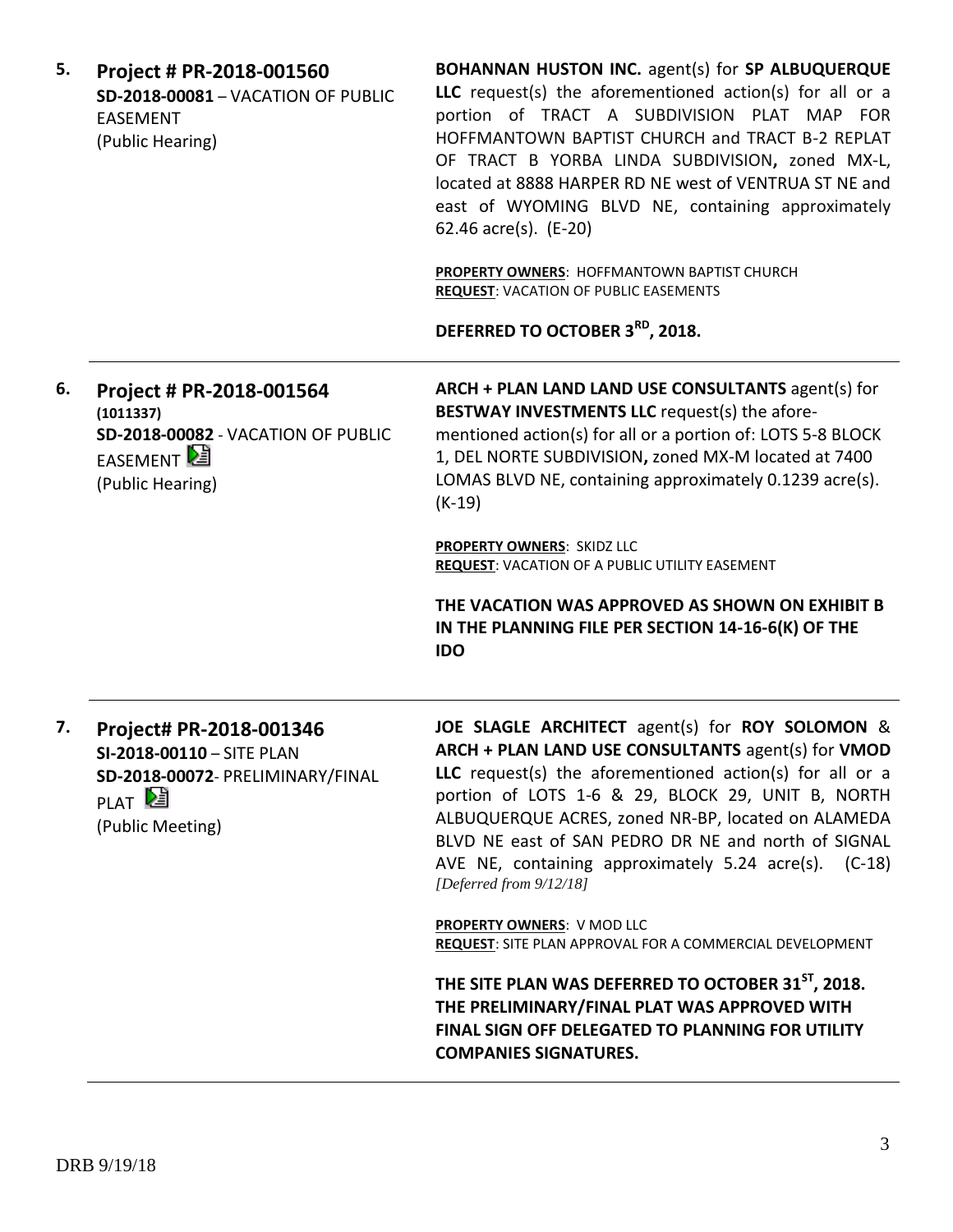**5. Project # PR-2018-001560**
**SD-2018-00081** – VACATION OF PUBLIC EASEMENT
(Public Hearing)

**BOHANNAN HUSTON INC.** agent(s) for **SP ALBUQUERQUE LLC** request(s) the aforementioned action(s) for all or a portion of TRACT A SUBDIVISION PLAT MAP FOR HOFFMANTOWN BAPTIST CHURCH and TRACT B-2 REPLAT OF TRACT B YORBA LINDA SUBDIVISION**,** zoned MX-L, located at 8888 HARPER RD NE west of VENTRUA ST NE and east of WYOMING BLVD NE, containing approximately 62.46 acre(s). (E-20)

**PROPERTY OWNERS**: HOFFMANTOWN BAPTIST CHURCH
**REQUEST**: VACATION OF PUBLIC EASEMENTS

**DEFERRED TO OCTOBER 3RD, 2018.**

---

**6. Project # PR-2018-001564**
**(1011337)**
**SD-2018-00082** - VACATION OF PUBLIC EASEMENT
(Public Hearing)

**ARCH + PLAN LAND LAND USE CONSULTANTS** agent(s) for **BESTWAY INVESTMENTS LLC** request(s) the aforementioned action(s) for all or a portion of: LOTS 5-8 BLOCK 1, DEL NORTE SUBDIVISION**,** zoned MX-M located at 7400 LOMAS BLVD NE, containing approximately 0.1239 acre(s). (K-19)

**PROPERTY OWNERS**: SKIDZ LLC
**REQUEST**: VACATION OF A PUBLIC UTILITY EASEMENT

**THE VACATION WAS APPROVED AS SHOWN ON EXHIBIT B IN THE PLANNING FILE PER SECTION 14-16-6(K) OF THE IDO**

---

**7. Project# PR-2018-001346**
**SI-2018-00110** – SITE PLAN
**SD-2018-00072**- PRELIMINARY/FINAL PLAT
(Public Meeting)

**JOE SLAGLE ARCHITECT** agent(s) for **ROY SOLOMON** & **ARCH + PLAN LAND USE CONSULTANTS** agent(s) for **VMOD LLC** request(s) the aforementioned action(s) for all or a portion of LOTS 1-6 & 29, BLOCK 29, UNIT B, NORTH ALBUQUERQUE ACRES, zoned NR-BP, located on ALAMEDA BLVD NE east of SAN PEDRO DR NE and north of SIGNAL AVE NE, containing approximately 5.24 acre(s). (C-18) *[Deferred from 9/12/18]*

**PROPERTY OWNERS**: V MOD LLC
**REQUEST**: SITE PLAN APPROVAL FOR A COMMERCIAL DEVELOPMENT

**THE SITE PLAN WAS DEFERRED TO OCTOBER 31ST, 2018. THE PRELIMINARY/FINAL PLAT WAS APPROVED WITH FINAL SIGN OFF DELEGATED TO PLANNING FOR UTILITY COMPANIES SIGNATURES.**

---

DRB 9/19/18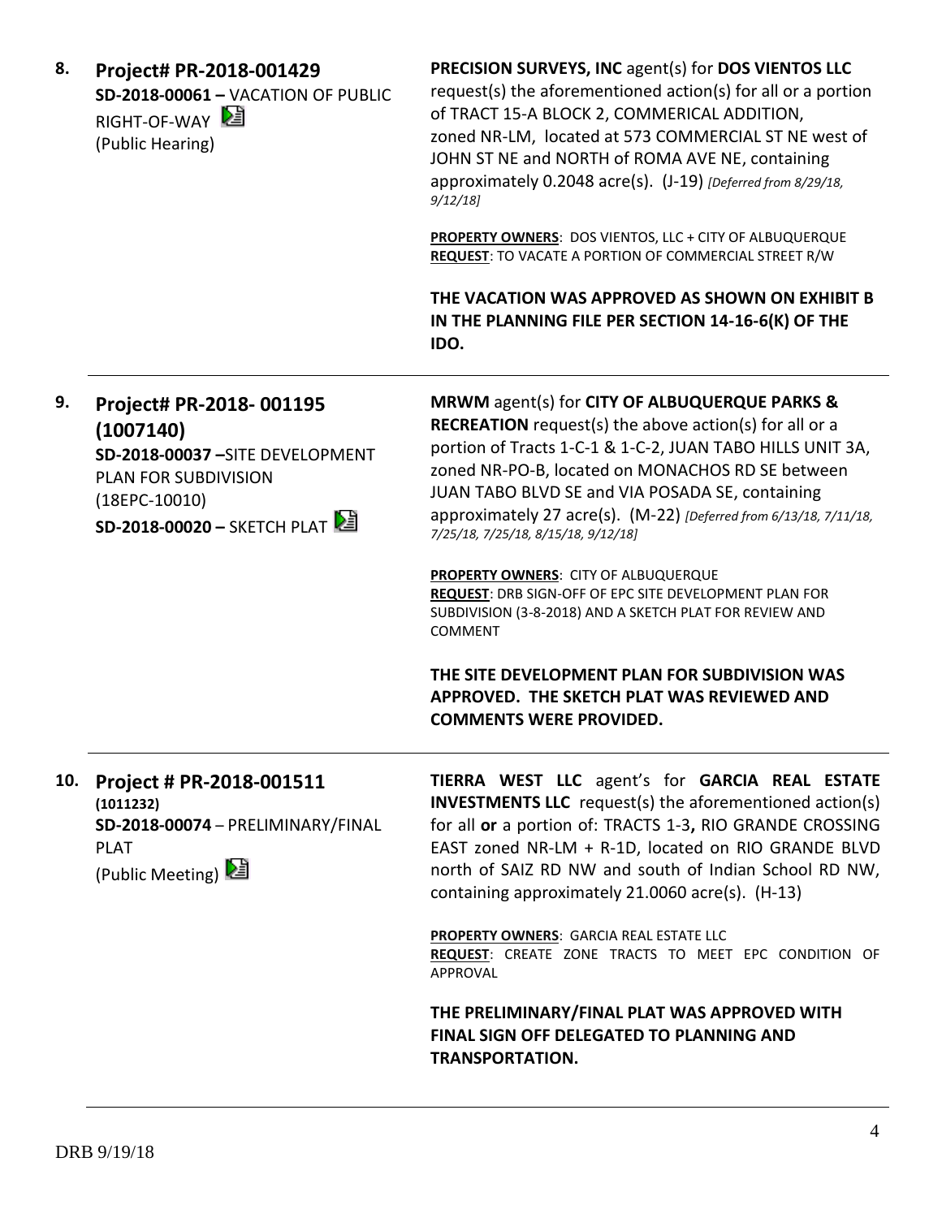**8. Project# PR-2018-001429**
**SD-2018-00061 –** VACATION OF PUBLIC RIGHT-OF-WAY
(Public Hearing)

**PRECISION SURVEYS, INC** agent(s) for **DOS VIENTOS LLC** request(s) the aforementioned action(s) for all or a portion of TRACT 15-A BLOCK 2, COMMERICAL ADDITION, zoned NR-LM, located at 573 COMMERCIAL ST NE west of JOHN ST NE and NORTH of ROMA AVE NE, containing approximately 0.2048 acre(s). (J-19) *[Deferred from 8/29/18, 9/12/18]*

**PROPERTY OWNERS**: DOS VIENTOS, LLC + CITY OF ALBUQUERQUE
**REQUEST**: TO VACATE A PORTION OF COMMERCIAL STREET R/W

**THE VACATION WAS APPROVED AS SHOWN ON EXHIBIT B IN THE PLANNING FILE PER SECTION 14-16-6(K) OF THE IDO.**

---

**9. Project# PR-2018- 001195 (1007140)**
**SD-2018-00037 –**SITE DEVELOPMENT PLAN FOR SUBDIVISION
(18EPC-10010)
**SD-2018-00020 –** SKETCH PLAT

**MRWM** agent(s) for **CITY OF ALBUQUERQUE PARKS & RECREATION** request(s) the above action(s) for all or a portion of Tracts 1-C-1 & 1-C-2, JUAN TABO HILLS UNIT 3A, zoned NR-PO-B, located on MONACHOS RD SE between JUAN TABO BLVD SE and VIA POSADA SE, containing approximately 27 acre(s). (M-22) *[Deferred from 6/13/18, 7/11/18, 7/25/18, 7/25/18, 8/15/18, 9/12/18]*

**PROPERTY OWNERS**: CITY OF ALBUQUERQUE
**REQUEST**: DRB SIGN-OFF OF EPC SITE DEVELOPMENT PLAN FOR SUBDIVISION (3-8-2018) AND A SKETCH PLAT FOR REVIEW AND COMMENT

**THE SITE DEVELOPMENT PLAN FOR SUBDIVISION WAS APPROVED. THE SKETCH PLAT WAS REVIEWED AND COMMENTS WERE PROVIDED.**

---

**10. Project # PR-2018-001511**
**(1011232)**
**SD-2018-00074** – PRELIMINARY/FINAL PLAT
(Public Meeting)

**TIERRA WEST LLC** agent's for **GARCIA REAL ESTATE INVESTMENTS LLC** request(s) the aforementioned action(s) for all **or** a portion of: TRACTS 1-3**,** RIO GRANDE CROSSING EAST zoned NR-LM + R-1D, located on RIO GRANDE BLVD north of SAIZ RD NW and south of Indian School RD NW, containing approximately 21.0060 acre(s). (H-13)

**PROPERTY OWNERS**: GARCIA REAL ESTATE LLC
**REQUEST**: CREATE ZONE TRACTS TO MEET EPC CONDITION OF APPROVAL

**THE PRELIMINARY/FINAL PLAT WAS APPROVED WITH FINAL SIGN OFF DELEGATED TO PLANNING AND TRANSPORTATION.**

---

DRB 9/19/18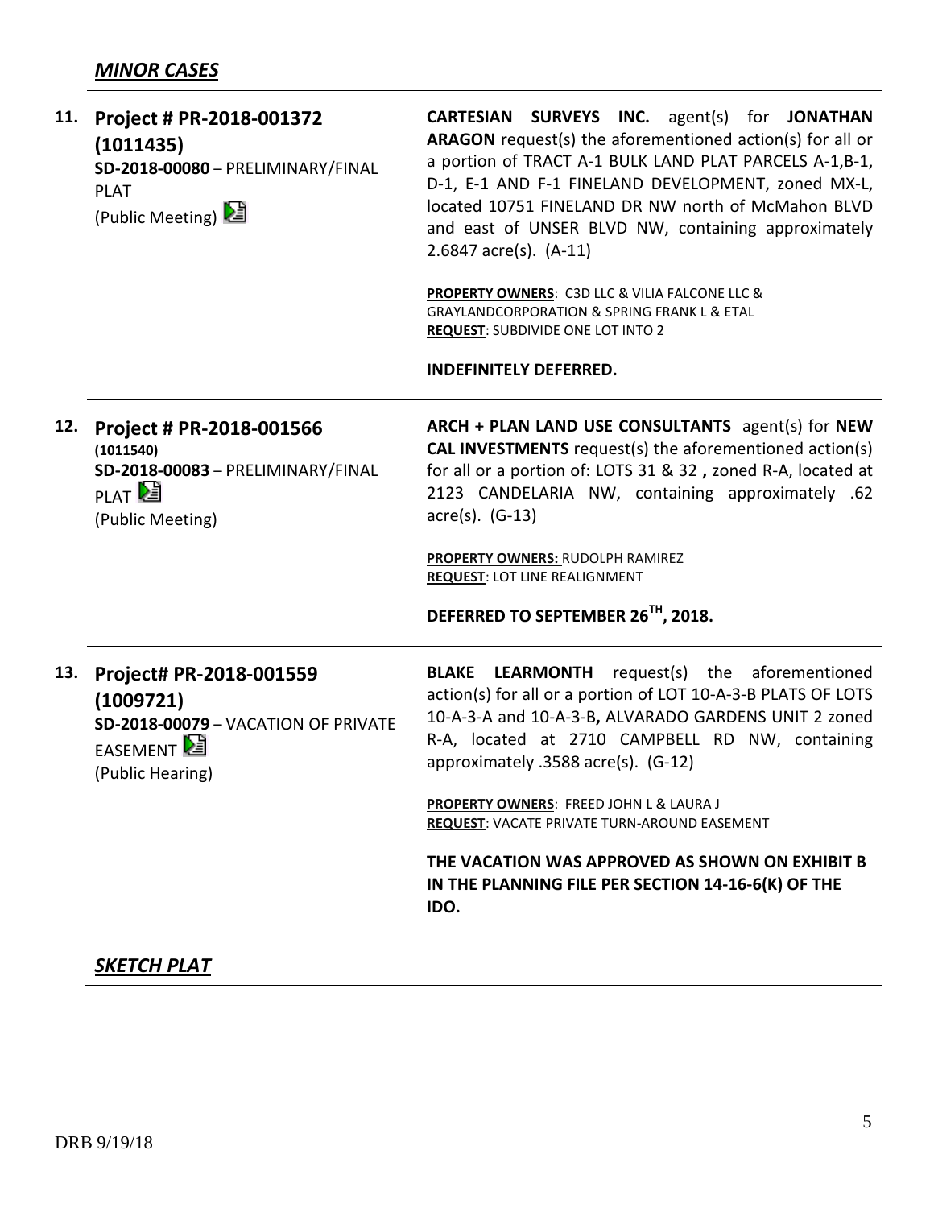## *MINOR CASES*

**11. Project # PR-2018-001372 (1011435)**
**SD-2018-00080** – PRELIMINARY/FINAL PLAT
(Public Meeting)

**CARTESIAN SURVEYS INC.** agent(s) for **JONATHAN ARAGON** request(s) the aforementioned action(s) for all or a portion of TRACT A-1 BULK LAND PLAT PARCELS A-1,B-1, D-1, E-1 AND F-1 FINELAND DEVELOPMENT, zoned MX-L, located 10751 FINELAND DR NW north of McMahon BLVD and east of UNSER BLVD NW, containing approximately 2.6847 acre(s). (A-11)

**PROPERTY OWNERS**: C3D LLC & VILIA FALCONE LLC & GRAYLANDCORPORATION & SPRING FRANK L & ETAL
**REQUEST**: SUBDIVIDE ONE LOT INTO 2

**INDEFINITELY DEFERRED.**

---

**12. Project # PR-2018-001566 (1011540)**
**SD-2018-00083** – PRELIMINARY/FINAL PLAT
(Public Meeting)

**ARCH + PLAN LAND USE CONSULTANTS** agent(s) for **NEW CAL INVESTMENTS** request(s) the aforementioned action(s) for all or a portion of: LOTS 31 & 32 **,** zoned R-A, located at 2123 CANDELARIA NW, containing approximately .62 acre(s). (G-13)

**PROPERTY OWNERS:** RUDOLPH RAMIREZ
**REQUEST**: LOT LINE REALIGNMENT

**DEFERRED TO SEPTEMBER 26TH, 2018.**

---

**13. Project# PR-2018-001559 (1009721)**
**SD-2018-00079** – VACATION OF PRIVATE EASEMENT
(Public Hearing)

**BLAKE LEARMONTH** request(s) the aforementioned action(s) for all or a portion of LOT 10-A-3-B PLATS OF LOTS 10-A-3-A and 10-A-3-B**,** ALVARADO GARDENS UNIT 2 zoned R-A, located at 2710 CAMPBELL RD NW, containing approximately .3588 acre(s). (G-12)

**PROPERTY OWNERS**: FREED JOHN L & LAURA J
**REQUEST**: VACATE PRIVATE TURN-AROUND EASEMENT

**THE VACATION WAS APPROVED AS SHOWN ON EXHIBIT B IN THE PLANNING FILE PER SECTION 14-16-6(K) OF THE IDO.**

---

## *SKETCH PLAT*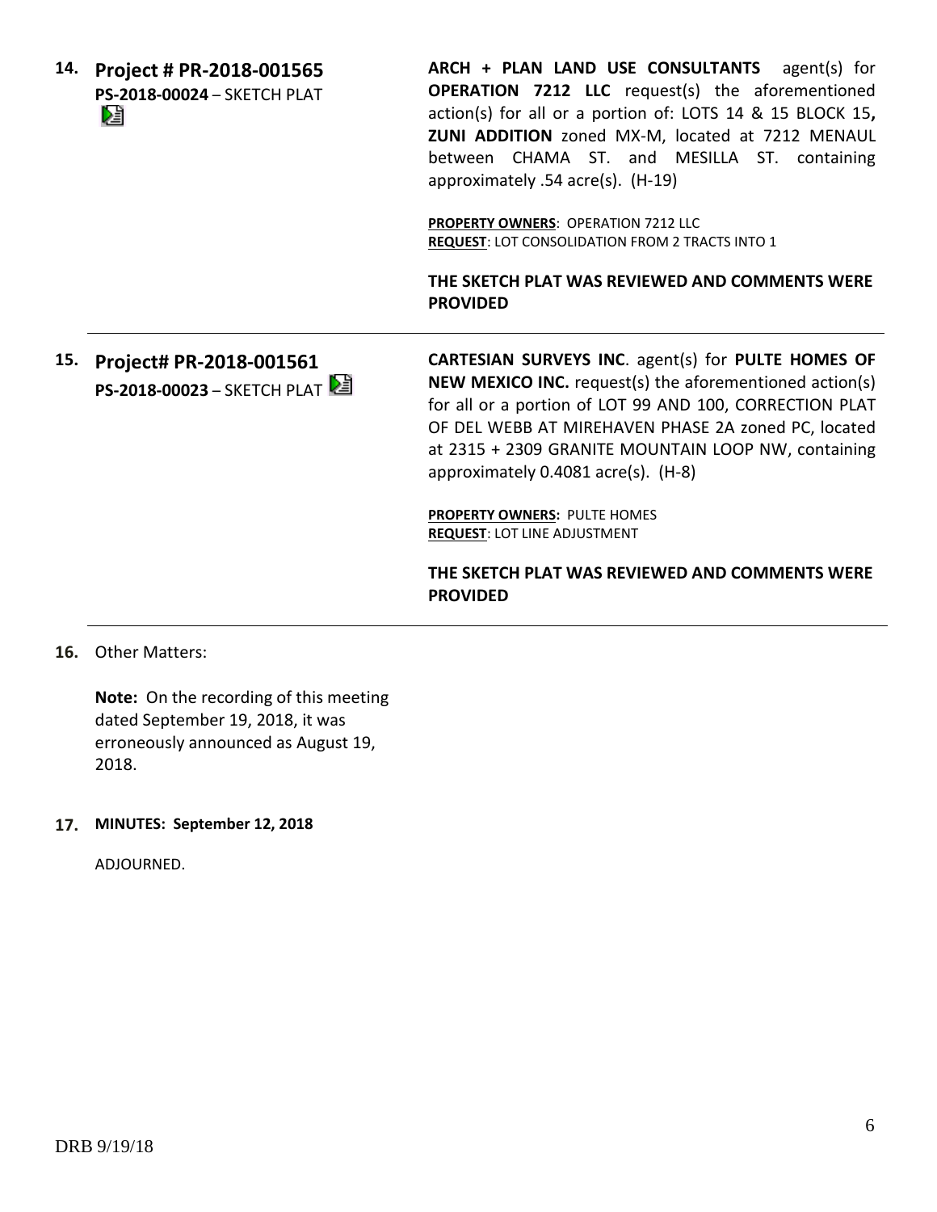14. **Project # PR-2018-001565**
**PS-2018-00024** – SKETCH PLAT

**ARCH + PLAN LAND USE CONSULTANTS** agent(s) for **OPERATION 7212 LLC** request(s) the aforementioned action(s) for all or a portion of: LOTS 14 & 15 BLOCK 15**, ZUNI ADDITION** zoned MX-M, located at 7212 MENAUL between CHAMA ST. and MESILLA ST. containing approximately .54 acre(s). (H-19)

**PROPERTY OWNERS**: OPERATION 7212 LLC
**REQUEST**: LOT CONSOLIDATION FROM 2 TRACTS INTO 1

**THE SKETCH PLAT WAS REVIEWED AND COMMENTS WERE PROVIDED**

---

15. **Project# PR-2018-001561**
**PS-2018-00023** – SKETCH PLAT

**CARTESIAN SURVEYS INC**. agent(s) for **PULTE HOMES OF NEW MEXICO INC.** request(s) the aforementioned action(s) for all or a portion of LOT 99 AND 100, CORRECTION PLAT OF DEL WEBB AT MIREHAVEN PHASE 2A zoned PC, located at 2315 + 2309 GRANITE MOUNTAIN LOOP NW, containing approximately 0.4081 acre(s). (H-8)

**PROPERTY OWNERS:** PULTE HOMES
**REQUEST**: LOT LINE ADJUSTMENT

**THE SKETCH PLAT WAS REVIEWED AND COMMENTS WERE PROVIDED**

---

16. Other Matters:

**Note:** On the recording of this meeting dated September 19, 2018, it was erroneously announced as August 19, 2018.

17. **MINUTES: September 12, 2018**

ADJOURNED.